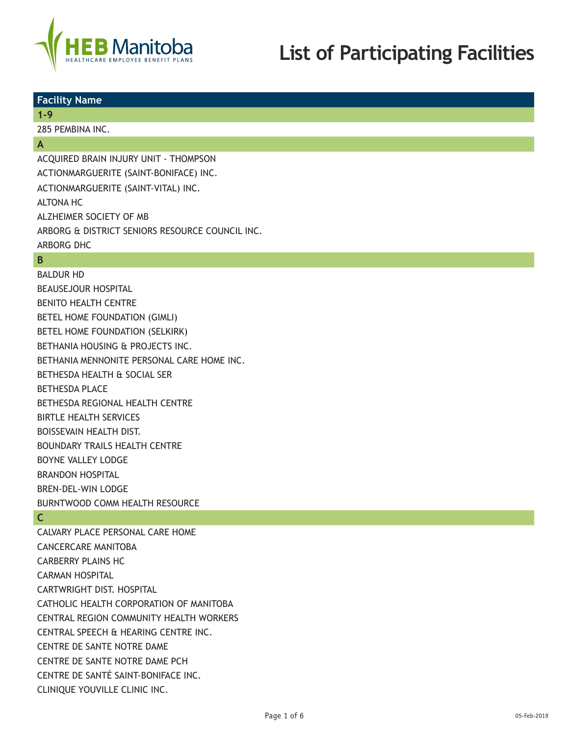HEB Manitoba
HEALTHCARE EMPLOYEE BENEFIT PLANS

# List of Participating Facilities

| Facility Name |
|---|
| **1-9** |
| 285 PEMBINA INC. |
| **A** |
| ACQUIRED BRAIN INJURY UNIT - THOMPSON |
| ACTIONMARGUERITE (SAINT-BONIFACE) INC. |
| ACTIONMARGUERITE (SAINT-VITAL) INC. |
| ALTONA HC |
| ALZHEIMER SOCIETY OF MB |
| ARBORG & DISTRICT SENIORS RESOURCE COUNCIL INC. |
| ARBORG DHC |
| **B** |
| BALDUR HD |
| BEAUSEJOUR HOSPITAL |
| BENITO HEALTH CENTRE |
| BETEL HOME FOUNDATION (GIMLI) |
| BETEL HOME FOUNDATION (SELKIRK) |
| BETHANIA HOUSING & PROJECTS INC. |
| BETHANIA MENNONITE PERSONAL CARE HOME INC. |
| BETHESDA HEALTH & SOCIAL SER |
| BETHESDA PLACE |
| BETHESDA REGIONAL HEALTH CENTRE |
| BIRTLE HEALTH SERVICES |
| BOISSEVAIN HEALTH DIST. |
| BOUNDARY TRAILS HEALTH CENTRE |
| BOYNE VALLEY LODGE |
| BRANDON HOSPITAL |
| BREN-DEL-WIN LODGE |
| BURNTWOOD COMM HEALTH RESOURCE |
| **C** |
| CALVARY PLACE PERSONAL CARE HOME |
| CANCERCARE MANITOBA |
| CARBERRY PLAINS HC |
| CARMAN HOSPITAL |
| CARTWRIGHT DIST. HOSPITAL |
| CATHOLIC HEALTH CORPORATION OF MANITOBA |
| CENTRAL REGION COMMUNITY HEALTH WORKERS |
| CENTRAL SPEECH & HEARING CENTRE INC. |
| CENTRE DE SANTE NOTRE DAME |
| CENTRE DE SANTE NOTRE DAME PCH |
| CENTRE DE SANTÉ SAINT-BONIFACE INC. |
| CLINIQUE YOUVILLE CLINIC INC. |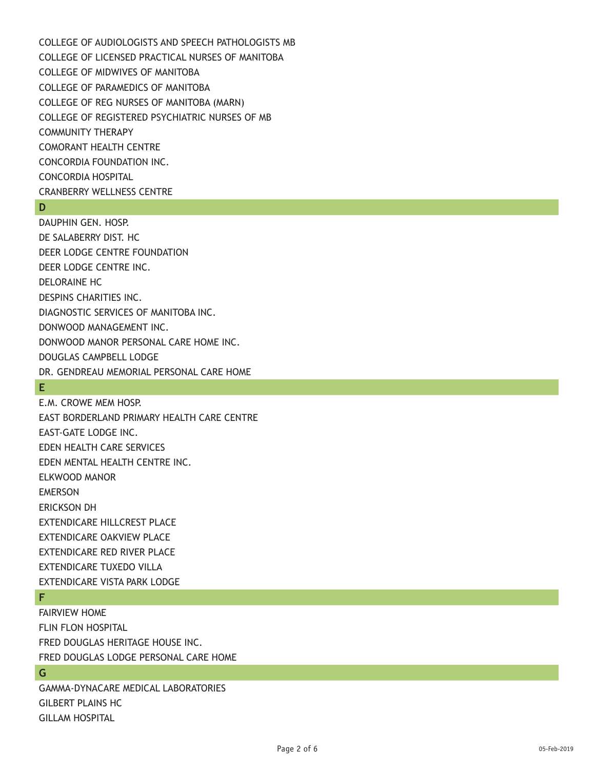COLLEGE OF AUDIOLOGISTS AND SPEECH PATHOLOGISTS MB
COLLEGE OF LICENSED PRACTICAL NURSES OF MANITOBA
COLLEGE OF MIDWIVES OF MANITOBA
COLLEGE OF PARAMEDICS OF MANITOBA
COLLEGE OF REG NURSES OF MANITOBA (MARN)
COLLEGE OF REGISTERED PSYCHIATRIC NURSES OF MB
COMMUNITY THERAPY
COMORANT HEALTH CENTRE
CONCORDIA FOUNDATION INC.
CONCORDIA HOSPITAL
CRANBERRY WELLNESS CENTRE

## D

DAUPHIN GEN. HOSP.
DE SALABERRY DIST. HC
DEER LODGE CENTRE FOUNDATION
DEER LODGE CENTRE INC.
DELORAINE HC
DESPINS CHARITIES INC.
DIAGNOSTIC SERVICES OF MANITOBA INC.
DONWOOD MANAGEMENT INC.
DONWOOD MANOR PERSONAL CARE HOME INC.
DOUGLAS CAMPBELL LODGE
DR. GENDREAU MEMORIAL PERSONAL CARE HOME

## E

E.M. CROWE MEM HOSP.
EAST BORDERLAND PRIMARY HEALTH CARE CENTRE
EAST-GATE LODGE INC.
EDEN HEALTH CARE SERVICES
EDEN MENTAL HEALTH CENTRE INC.
ELKWOOD MANOR
EMERSON
ERICKSON DH
EXTENDICARE HILLCREST PLACE
EXTENDICARE OAKVIEW PLACE
EXTENDICARE RED RIVER PLACE
EXTENDICARE TUXEDO VILLA
EXTENDICARE VISTA PARK LODGE

## F

FAIRVIEW HOME
FLIN FLON HOSPITAL
FRED DOUGLAS HERITAGE HOUSE INC.
FRED DOUGLAS LODGE PERSONAL CARE HOME

## G

GAMMA-DYNACARE MEDICAL LABORATORIES
GILBERT PLAINS HC
GILLAM HOSPITAL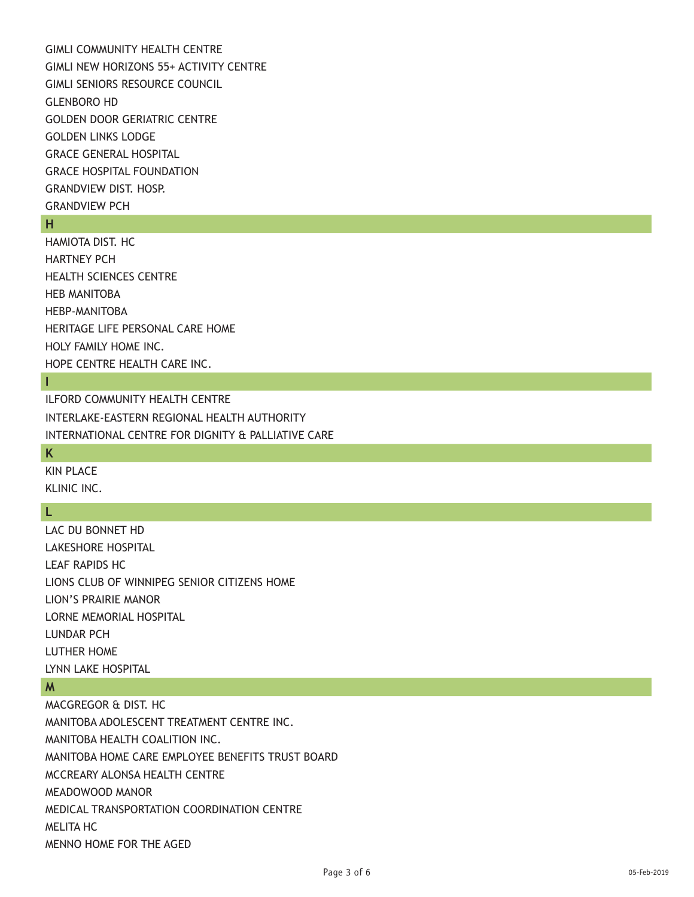GIMLI COMMUNITY HEALTH CENTRE
GIMLI NEW HORIZONS 55+ ACTIVITY CENTRE
GIMLI SENIORS RESOURCE COUNCIL
GLENBORO HD
GOLDEN DOOR GERIATRIC CENTRE
GOLDEN LINKS LODGE
GRACE GENERAL HOSPITAL
GRACE HOSPITAL FOUNDATION
GRANDVIEW DIST. HOSP.
GRANDVIEW PCH

## H

HAMIOTA DIST. HC
HARTNEY PCH
HEALTH SCIENCES CENTRE
HEB MANITOBA
HEBP-MANITOBA
HERITAGE LIFE PERSONAL CARE HOME
HOLY FAMILY HOME INC.
HOPE CENTRE HEALTH CARE INC.

## I

ILFORD COMMUNITY HEALTH CENTRE
INTERLAKE-EASTERN REGIONAL HEALTH AUTHORITY
INTERNATIONAL CENTRE FOR DIGNITY & PALLIATIVE CARE

## K

KIN PLACE
KLINIC INC.

## L

LAC DU BONNET HD
LAKESHORE HOSPITAL
LEAF RAPIDS HC
LIONS CLUB OF WINNIPEG SENIOR CITIZENS HOME
LION'S PRAIRIE MANOR
LORNE MEMORIAL HOSPITAL
LUNDAR PCH
LUTHER HOME
LYNN LAKE HOSPITAL

## M

MACGREGOR & DIST. HC
MANITOBA ADOLESCENT TREATMENT CENTRE INC.
MANITOBA HEALTH COALITION INC.
MANITOBA HOME CARE EMPLOYEE BENEFITS TRUST BOARD
MCCREARY ALONSA HEALTH CENTRE
MEADOWOOD MANOR
MEDICAL TRANSPORTATION COORDINATION CENTRE
MELITA HC
MENNO HOME FOR THE AGED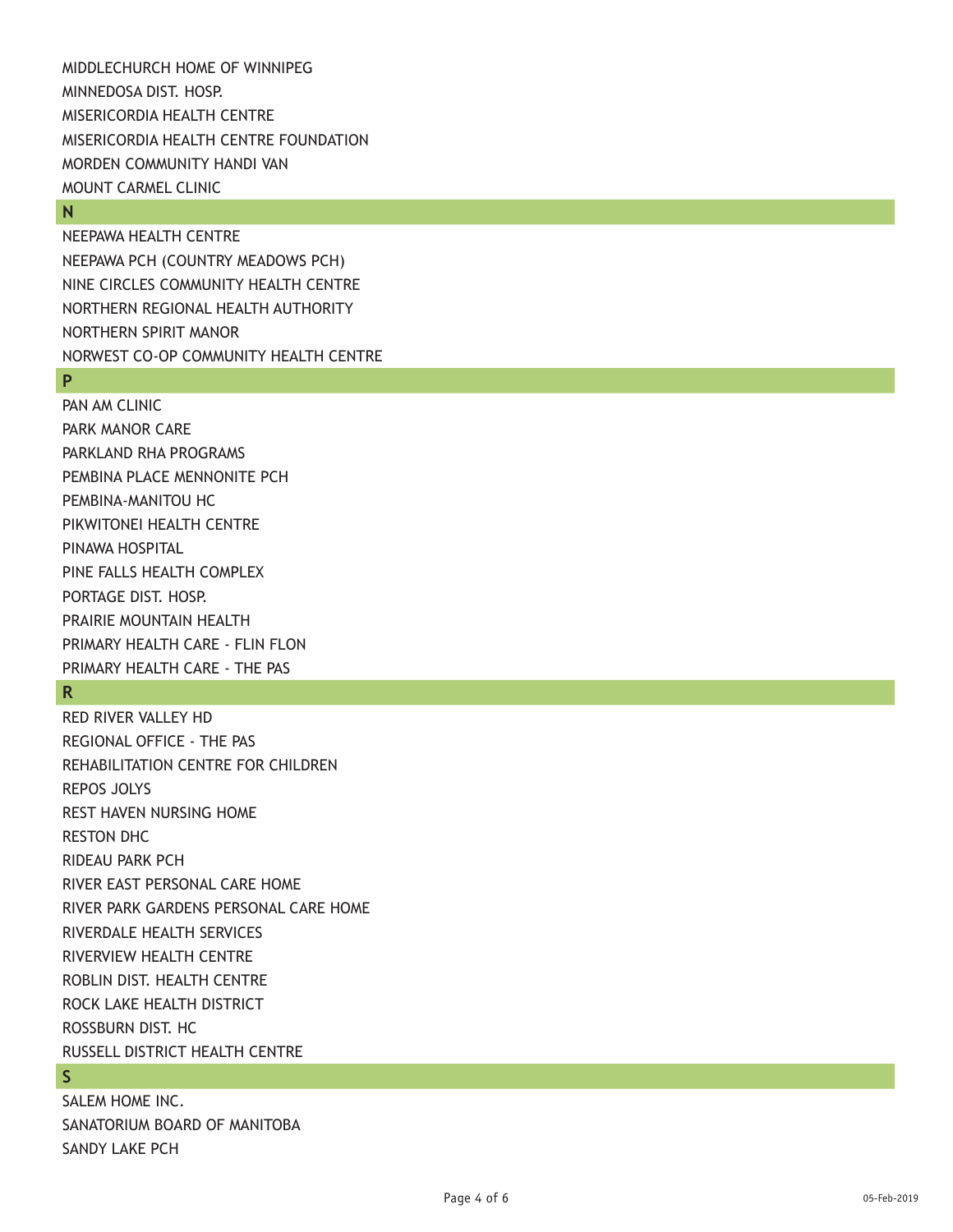MIDDLECHURCH HOME OF WINNIPEG
MINNEDOSA DIST. HOSP.
MISERICORDIA HEALTH CENTRE
MISERICORDIA HEALTH CENTRE FOUNDATION
MORDEN COMMUNITY HANDI VAN
MOUNT CARMEL CLINIC

## N

NEEPAWA HEALTH CENTRE
NEEPAWA PCH (COUNTRY MEADOWS PCH)
NINE CIRCLES COMMUNITY HEALTH CENTRE
NORTHERN REGIONAL HEALTH AUTHORITY
NORTHERN SPIRIT MANOR
NORWEST CO-OP COMMUNITY HEALTH CENTRE

## P

PAN AM CLINIC
PARK MANOR CARE
PARKLAND RHA PROGRAMS
PEMBINA PLACE MENNONITE PCH
PEMBINA-MANITOU HC
PIKWITONEI HEALTH CENTRE
PINAWA HOSPITAL
PINE FALLS HEALTH COMPLEX
PORTAGE DIST. HOSP.
PRAIRIE MOUNTAIN HEALTH
PRIMARY HEALTH CARE - FLIN FLON
PRIMARY HEALTH CARE - THE PAS

## R

RED RIVER VALLEY HD
REGIONAL OFFICE - THE PAS
REHABILITATION CENTRE FOR CHILDREN
REPOS JOLYS
REST HAVEN NURSING HOME
RESTON DHC
RIDEAU PARK PCH
RIVER EAST PERSONAL CARE HOME
RIVER PARK GARDENS PERSONAL CARE HOME
RIVERDALE HEALTH SERVICES
RIVERVIEW HEALTH CENTRE
ROBLIN DIST. HEALTH CENTRE
ROCK LAKE HEALTH DISTRICT
ROSSBURN DIST. HC
RUSSELL DISTRICT HEALTH CENTRE

## S

SALEM HOME INC.
SANATORIUM BOARD OF MANITOBA
SANDY LAKE PCH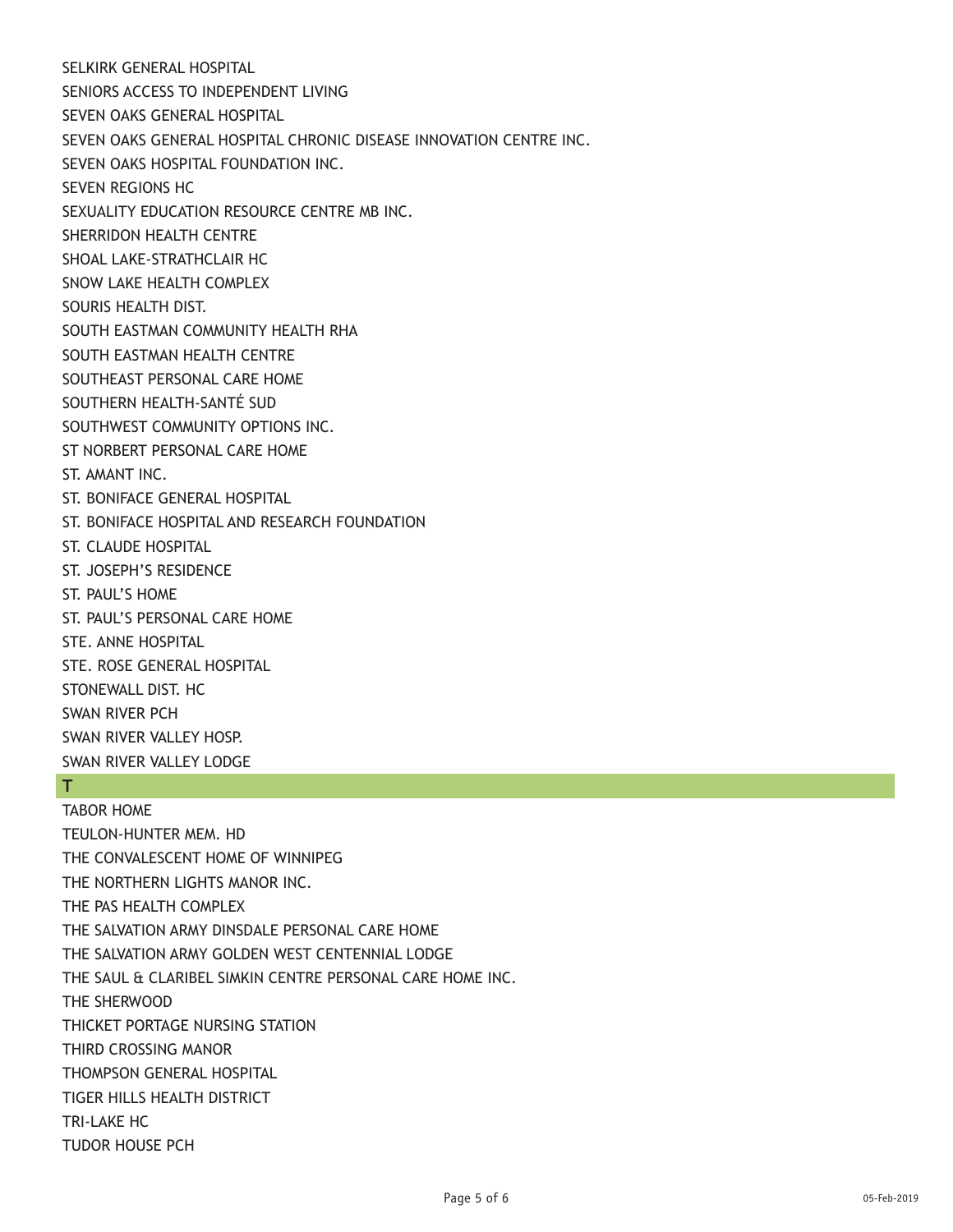SELKIRK GENERAL HOSPITAL

SENIORS ACCESS TO INDEPENDENT LIVING

SEVEN OAKS GENERAL HOSPITAL

SEVEN OAKS GENERAL HOSPITAL CHRONIC DISEASE INNOVATION CENTRE INC.

SEVEN OAKS HOSPITAL FOUNDATION INC.

SEVEN REGIONS HC

SEXUALITY EDUCATION RESOURCE CENTRE MB INC.

SHERRIDON HEALTH CENTRE

SHOAL LAKE-STRATHCLAIR HC

SNOW LAKE HEALTH COMPLEX

SOURIS HEALTH DIST.

SOUTH EASTMAN COMMUNITY HEALTH RHA

SOUTH EASTMAN HEALTH CENTRE

SOUTHEAST PERSONAL CARE HOME

SOUTHERN HEALTH-SANTÉ SUD

SOUTHWEST COMMUNITY OPTIONS INC.

ST NORBERT PERSONAL CARE HOME

ST. AMANT INC.

ST. BONIFACE GENERAL HOSPITAL

ST. BONIFACE HOSPITAL AND RESEARCH FOUNDATION

ST. CLAUDE HOSPITAL

ST. JOSEPH'S RESIDENCE

ST. PAUL'S HOME

ST. PAUL'S PERSONAL CARE HOME

STE. ANNE HOSPITAL

STE. ROSE GENERAL HOSPITAL

STONEWALL DIST. HC

SWAN RIVER PCH

SWAN RIVER VALLEY HOSP.

SWAN RIVER VALLEY LODGE

## T

TABOR HOME

TEULON-HUNTER MEM. HD

THE CONVALESCENT HOME OF WINNIPEG

THE NORTHERN LIGHTS MANOR INC.

THE PAS HEALTH COMPLEX

THE SALVATION ARMY DINSDALE PERSONAL CARE HOME

THE SALVATION ARMY GOLDEN WEST CENTENNIAL LODGE

THE SAUL & CLARIBEL SIMKIN CENTRE PERSONAL CARE HOME INC.

THE SHERWOOD

THICKET PORTAGE NURSING STATION

THIRD CROSSING MANOR

THOMPSON GENERAL HOSPITAL

TIGER HILLS HEALTH DISTRICT

TRI-LAKE HC

TUDOR HOUSE PCH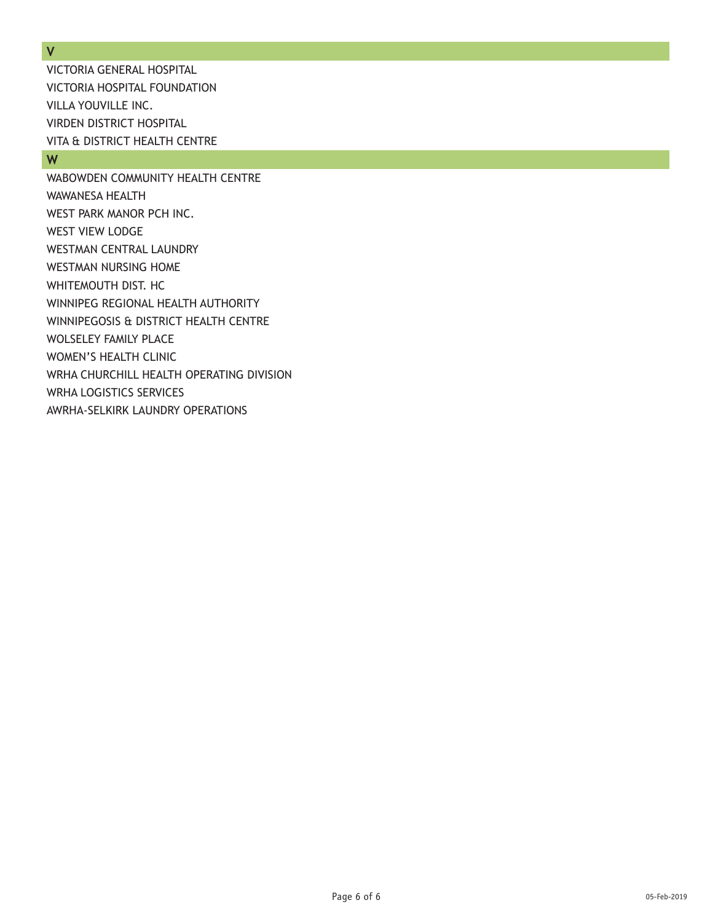## V

VICTORIA GENERAL HOSPITAL
VICTORIA HOSPITAL FOUNDATION
VILLA YOUVILLE INC.
VIRDEN DISTRICT HOSPITAL
VITA & DISTRICT HEALTH CENTRE

## W

WABOWDEN COMMUNITY HEALTH CENTRE
WAWANESA HEALTH
WEST PARK MANOR PCH INC.
WEST VIEW LODGE
WESTMAN CENTRAL LAUNDRY
WESTMAN NURSING HOME
WHITEMOUTH DIST. HC
WINNIPEG REGIONAL HEALTH AUTHORITY
WINNIPEGOSIS & DISTRICT HEALTH CENTRE
WOLSELEY FAMILY PLACE
WOMEN'S HEALTH CLINIC
WRHA CHURCHILL HEALTH OPERATING DIVISION
WRHA LOGISTICS SERVICES
AWRHA-SELKIRK LAUNDRY OPERATIONS